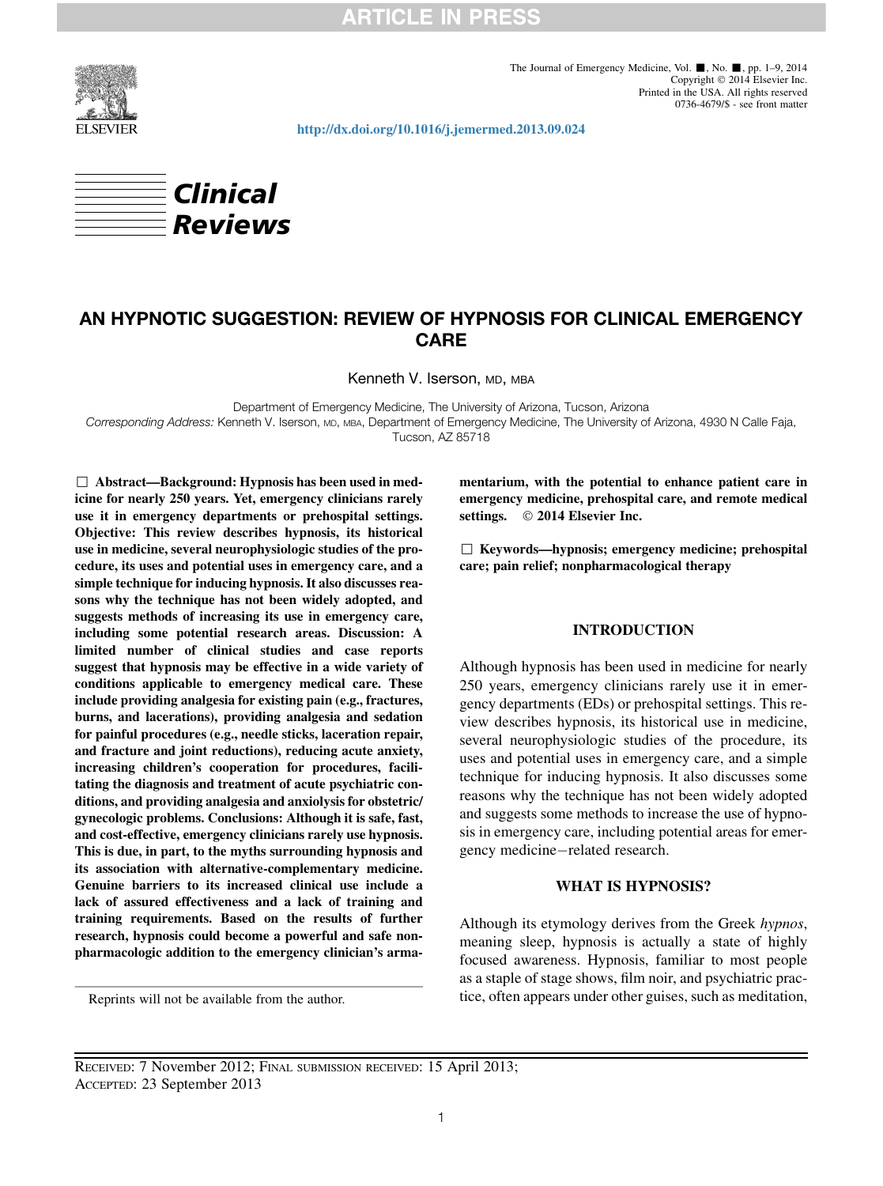Clinical Reviews

# AN HYPNOTIC SUGGESTION: REVIEW OF HYPNOSIS FOR CLINICAL EMERGENCY CARE

Kenneth V. Iserson, MD, MBA

Department of Emergency Medicine, The University of Arizona, Tucson, Arizona

*Corresponding Address:* Kenneth V. Iserson, MD, MBA, Department of Emergency Medicine, The University of Arizona, 4930 N Calle Faja, Tucson, AZ 85718

**☐ Abstract—Background: Hypnosis has been used in medicine for nearly 250 years. Yet, emergency clinicians rarely use it in emergency departments or prehospital settings. Objective: This review describes hypnosis, its historical use in medicine, several neurophysiologic studies of the procedure, its uses and potential uses in emergency care, and a simple technique for inducing hypnosis. It also discusses reasons why the technique has not been widely adopted, and suggests methods of increasing its use in emergency care, including some potential research areas. Discussion: A limited number of clinical studies and case reports suggest that hypnosis may be effective in a wide variety of conditions applicable to emergency medical care. These include providing analgesia for existing pain (e.g., fractures, burns, and lacerations), providing analgesia and sedation for painful procedures (e.g., needle sticks, laceration repair, and fracture and joint reductions), reducing acute anxiety, increasing children's cooperation for procedures, facilitating the diagnosis and treatment of acute psychiatric conditions, and providing analgesia and anxiolysis for obstetric/gynecologic problems. Conclusions: Although it is safe, fast, and cost-effective, emergency clinicians rarely use hypnosis. This is due, in part, to the myths surrounding hypnosis and its association with alternative-complementary medicine. Genuine barriers to its increased clinical use include a lack of assured effectiveness and a lack of training and training requirements. Based on the results of further research, hypnosis could become a powerful and safe nonpharmacologic addition to the emergency clinician's armamentarium, with the potential to enhance patient care in emergency medicine, prehospital care, and remote medical settings. © 2014 Elsevier Inc.**

**☐ Keywords—hypnosis; emergency medicine; prehospital care; pain relief; nonpharmacological therapy**

Reprints will not be available from the author.

## INTRODUCTION

Although hypnosis has been used in medicine for nearly 250 years, emergency clinicians rarely use it in emergency departments (EDs) or prehospital settings. This review describes hypnosis, its historical use in medicine, several neurophysiologic studies of the procedure, its uses and potential uses in emergency care, and a simple technique for inducing hypnosis. It also discusses some reasons why the technique has not been widely adopted and suggests some methods to increase the use of hypnosis in emergency care, including potential areas for emergency medicine−related research.

## WHAT IS HYPNOSIS?

Although its etymology derives from the Greek *hypnos*, meaning sleep, hypnosis is actually a state of highly focused awareness. Hypnosis, familiar to most people as a staple of stage shows, film noir, and psychiatric practice, often appears under other guises, such as meditation,

Received: 7 November 2012; Final submission received: 15 April 2013;
Accepted: 23 September 2013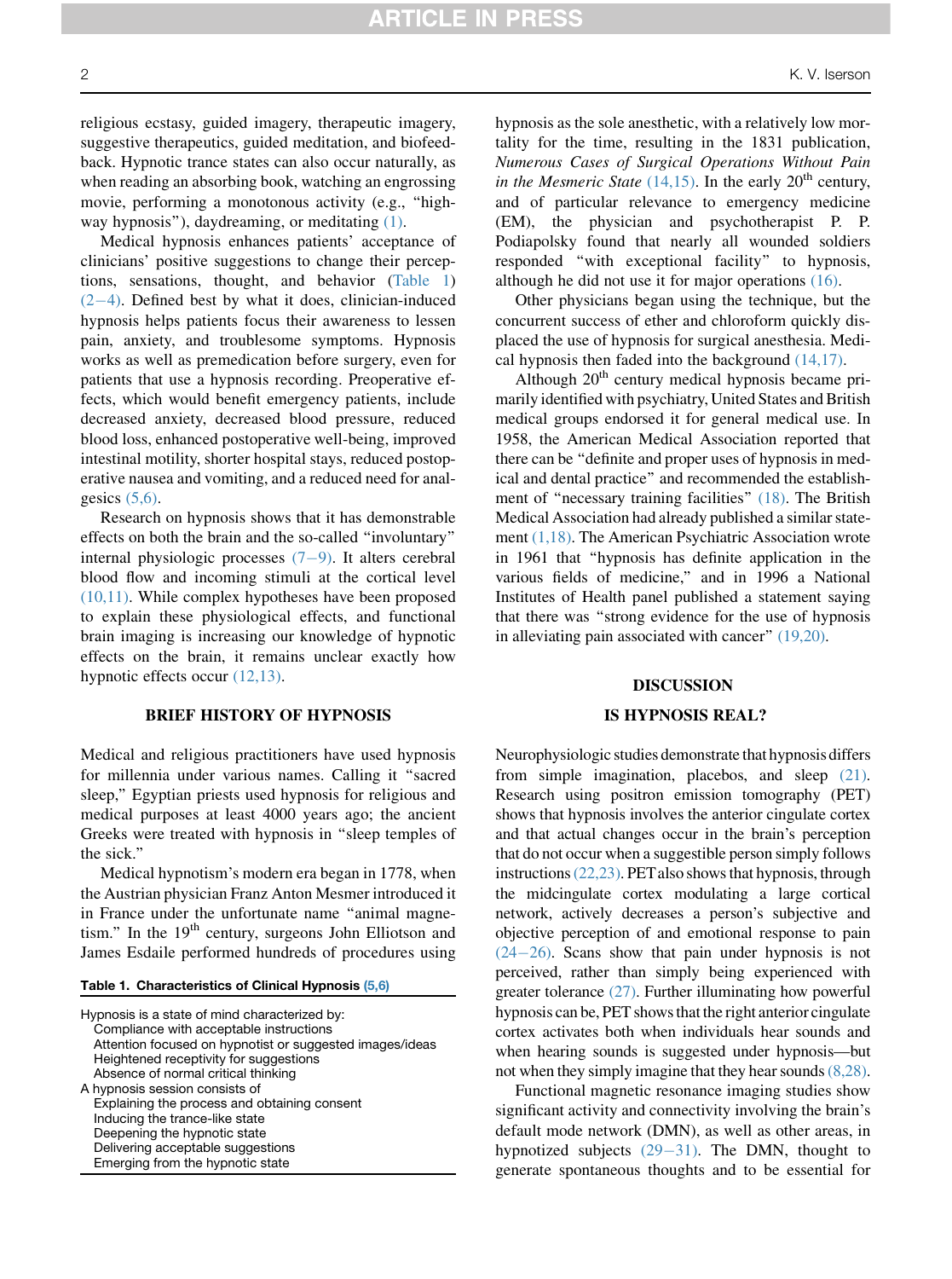religious ecstasy, guided imagery, therapeutic imagery, suggestive therapeutics, guided meditation, and biofeedback. Hypnotic trance states can also occur naturally, as when reading an absorbing book, watching an engrossing movie, performing a monotonous activity (e.g., "highway hypnosis"), daydreaming, or meditating (1).

Medical hypnosis enhances patients' acceptance of clinicians' positive suggestions to change their perceptions, sensations, thought, and behavior (Table 1) (2–4). Defined best by what it does, clinician-induced hypnosis helps patients focus their awareness to lessen pain, anxiety, and troublesome symptoms. Hypnosis works as well as premedication before surgery, even for patients that use a hypnosis recording. Preoperative effects, which would benefit emergency patients, include decreased anxiety, decreased blood pressure, reduced blood loss, enhanced postoperative well-being, improved intestinal motility, shorter hospital stays, reduced postoperative nausea and vomiting, and a reduced need for analgesics (5,6).

Research on hypnosis shows that it has demonstrable effects on both the brain and the so-called "involuntary" internal physiologic processes (7–9). It alters cerebral blood flow and incoming stimuli at the cortical level (10,11). While complex hypotheses have been proposed to explain these physiological effects, and functional brain imaging is increasing our knowledge of hypnotic effects on the brain, it remains unclear exactly how hypnotic effects occur (12,13).

## BRIEF HISTORY OF HYPNOSIS

Medical and religious practitioners have used hypnosis for millennia under various names. Calling it "sacred sleep," Egyptian priests used hypnosis for religious and medical purposes at least 4000 years ago; the ancient Greeks were treated with hypnosis in "sleep temples of the sick."

Medical hypnotism's modern era began in 1778, when the Austrian physician Franz Anton Mesmer introduced it in France under the unfortunate name "animal magnetism." In the 19th century, surgeons John Elliotson and James Esdaile performed hundreds of procedures using hypnosis as the sole anesthetic, with a relatively low mortality for the time, resulting in the 1831 publication, *Numerous Cases of Surgical Operations Without Pain in the Mesmeric State* (14,15). In the early 20th century, and of particular relevance to emergency medicine (EM), the physician and psychotherapist P. P. Podiapolsky found that nearly all wounded soldiers responded "with exceptional facility" to hypnosis, although he did not use it for major operations (16).

Other physicians began using the technique, but the concurrent success of ether and chloroform quickly displaced the use of hypnosis for surgical anesthesia. Medical hypnosis then faded into the background (14,17).

Although 20th century medical hypnosis became primarily identified with psychiatry, United States and British medical groups endorsed it for general medical use. In 1958, the American Medical Association reported that there can be "definite and proper uses of hypnosis in medical and dental practice" and recommended the establishment of "necessary training facilities" (18). The British Medical Association had already published a similar statement (1,18). The American Psychiatric Association wrote in 1961 that "hypnosis has definite application in the various fields of medicine," and in 1996 a National Institutes of Health panel published a statement saying that there was "strong evidence for the use of hypnosis in alleviating pain associated with cancer" (19,20).

**Table 1. Characteristics of Clinical Hypnosis (5,6)**

| |
|---|
| Hypnosis is a state of mind characterized by: |
| Compliance with acceptable instructions |
| Attention focused on hypnotist or suggested images/ideas |
| Heightened receptivity for suggestions |
| Absence of normal critical thinking |
| A hypnosis session consists of |
| Explaining the process and obtaining consent |
| Inducing the trance-like state |
| Deepening the hypnotic state |
| Delivering acceptable suggestions |
| Emerging from the hypnotic state |

## DISCUSSION

## IS HYPNOSIS REAL?

Neurophysiologic studies demonstrate that hypnosis differs from simple imagination, placebos, and sleep (21). Research using positron emission tomography (PET) shows that hypnosis involves the anterior cingulate cortex and that actual changes occur in the brain's perception that do not occur when a suggestible person simply follows instructions (22,23). PET also shows that hypnosis, through the midcingulate cortex modulating a large cortical network, actively decreases a person's subjective and objective perception of and emotional response to pain (24–26). Scans show that pain under hypnosis is not perceived, rather than simply being experienced with greater tolerance (27). Further illuminating how powerful hypnosis can be, PET shows that the right anterior cingulate cortex activates both when individuals hear sounds and when hearing sounds is suggested under hypnosis—but not when they simply imagine that they hear sounds (8,28).

Functional magnetic resonance imaging studies show significant activity and connectivity involving the brain's default mode network (DMN), as well as other areas, in hypnotized subjects (29–31). The DMN, thought to generate spontaneous thoughts and to be essential for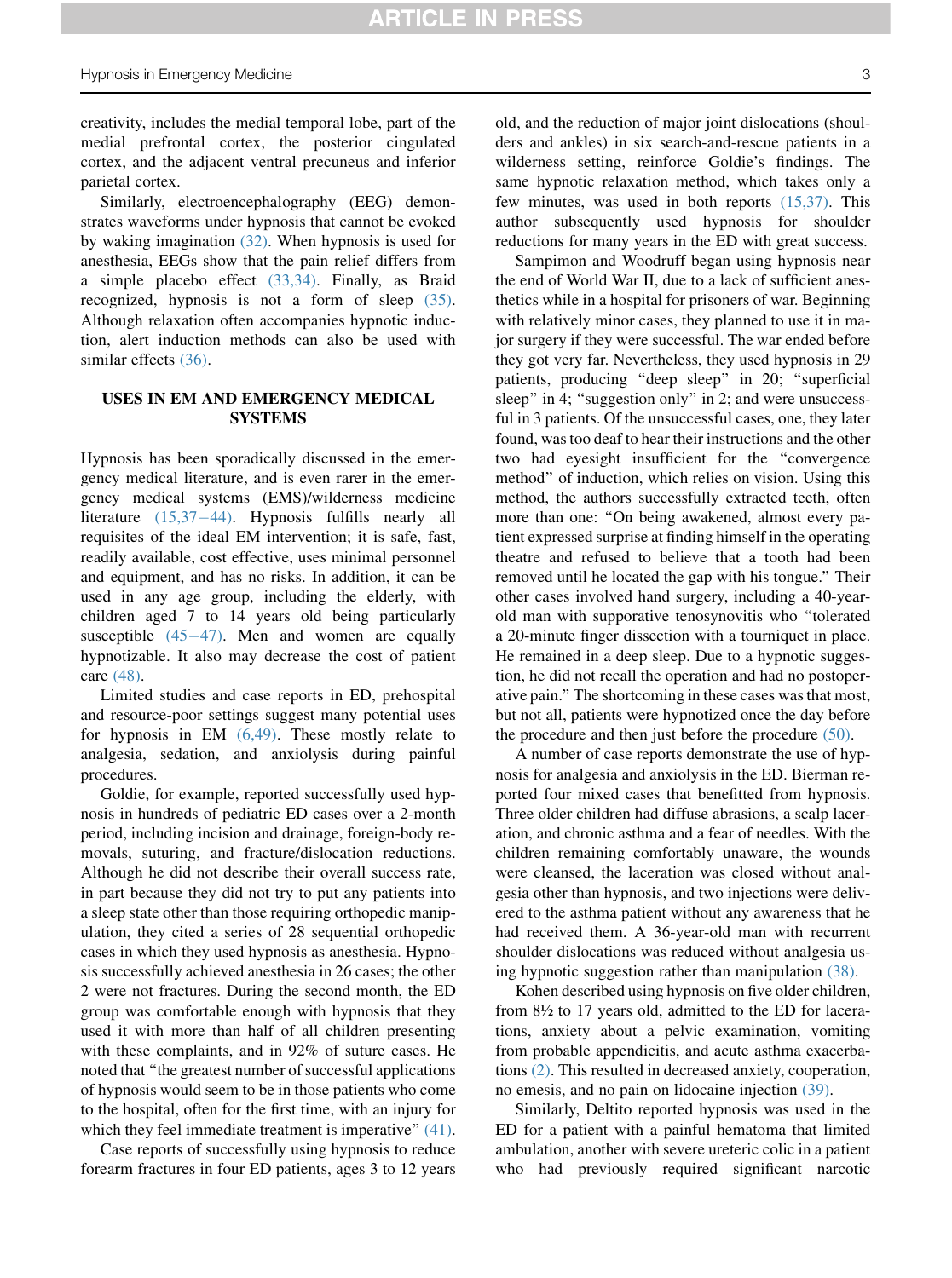creativity, includes the medial temporal lobe, part of the medial prefrontal cortex, the posterior cingulated cortex, and the adjacent ventral precuneus and inferior parietal cortex.

Similarly, electroencephalography (EEG) demonstrates waveforms under hypnosis that cannot be evoked by waking imagination (32). When hypnosis is used for anesthesia, EEGs show that the pain relief differs from a simple placebo effect (33,34). Finally, as Braid recognized, hypnosis is not a form of sleep (35). Although relaxation often accompanies hypnotic induction, alert induction methods can also be used with similar effects (36).

## USES IN EM AND EMERGENCY MEDICAL SYSTEMS

Hypnosis has been sporadically discussed in the emergency medical literature, and is even rarer in the emergency medical systems (EMS)/wilderness medicine literature (15,37–44). Hypnosis fulfills nearly all requisites of the ideal EM intervention; it is safe, fast, readily available, cost effective, uses minimal personnel and equipment, and has no risks. In addition, it can be used in any age group, including the elderly, with children aged 7 to 14 years old being particularly susceptible (45–47). Men and women are equally hypnotizable. It also may decrease the cost of patient care (48).

Limited studies and case reports in ED, prehospital and resource-poor settings suggest many potential uses for hypnosis in EM (6,49). These mostly relate to analgesia, sedation, and anxiolysis during painful procedures.

Goldie, for example, reported successfully used hypnosis in hundreds of pediatric ED cases over a 2-month period, including incision and drainage, foreign-body removals, suturing, and fracture/dislocation reductions. Although he did not describe their overall success rate, in part because they did not try to put any patients into a sleep state other than those requiring orthopedic manipulation, they cited a series of 28 sequential orthopedic cases in which they used hypnosis as anesthesia. Hypnosis successfully achieved anesthesia in 26 cases; the other 2 were not fractures. During the second month, the ED group was comfortable enough with hypnosis that they used it with more than half of all children presenting with these complaints, and in 92% of suture cases. He noted that "the greatest number of successful applications of hypnosis would seem to be in those patients who come to the hospital, often for the first time, with an injury for which they feel immediate treatment is imperative" (41).

Case reports of successfully using hypnosis to reduce forearm fractures in four ED patients, ages 3 to 12 years old, and the reduction of major joint dislocations (shoulders and ankles) in six search-and-rescue patients in a wilderness setting, reinforce Goldie's findings. The same hypnotic relaxation method, which takes only a few minutes, was used in both reports (15,37). This author subsequently used hypnosis for shoulder reductions for many years in the ED with great success.

Sampimon and Woodruff began using hypnosis near the end of World War II, due to a lack of sufficient anesthetics while in a hospital for prisoners of war. Beginning with relatively minor cases, they planned to use it in major surgery if they were successful. The war ended before they got very far. Nevertheless, they used hypnosis in 29 patients, producing "deep sleep" in 20; "superficial sleep" in 4; "suggestion only" in 2; and were unsuccessful in 3 patients. Of the unsuccessful cases, one, they later found, was too deaf to hear their instructions and the other two had eyesight insufficient for the "convergence method" of induction, which relies on vision. Using this method, the authors successfully extracted teeth, often more than one: "On being awakened, almost every patient expressed surprise at finding himself in the operating theatre and refused to believe that a tooth had been removed until he located the gap with his tongue." Their other cases involved hand surgery, including a 40-year-old man with supporative tenosynovitis who "tolerated a 20-minute finger dissection with a tourniquet in place. He remained in a deep sleep. Due to a hypnotic suggestion, he did not recall the operation and had no postoperative pain." The shortcoming in these cases was that most, but not all, patients were hypnotized once the day before the procedure and then just before the procedure (50).

A number of case reports demonstrate the use of hypnosis for analgesia and anxiolysis in the ED. Bierman reported four mixed cases that benefitted from hypnosis. Three older children had diffuse abrasions, a scalp laceration, and chronic asthma and a fear of needles. With the children remaining comfortably unaware, the wounds were cleansed, the laceration was closed without analgesia other than hypnosis, and two injections were delivered to the asthma patient without any awareness that he had received them. A 36-year-old man with recurrent shoulder dislocations was reduced without analgesia using hypnotic suggestion rather than manipulation (38).

Kohen described using hypnosis on five older children, from 8½ to 17 years old, admitted to the ED for lacerations, anxiety about a pelvic examination, vomiting from probable appendicitis, and acute asthma exacerbations (2). This resulted in decreased anxiety, cooperation, no emesis, and no pain on lidocaine injection (39).

Similarly, Deltito reported hypnosis was used in the ED for a patient with a painful hematoma that limited ambulation, another with severe ureteric colic in a patient who had previously required significant narcotic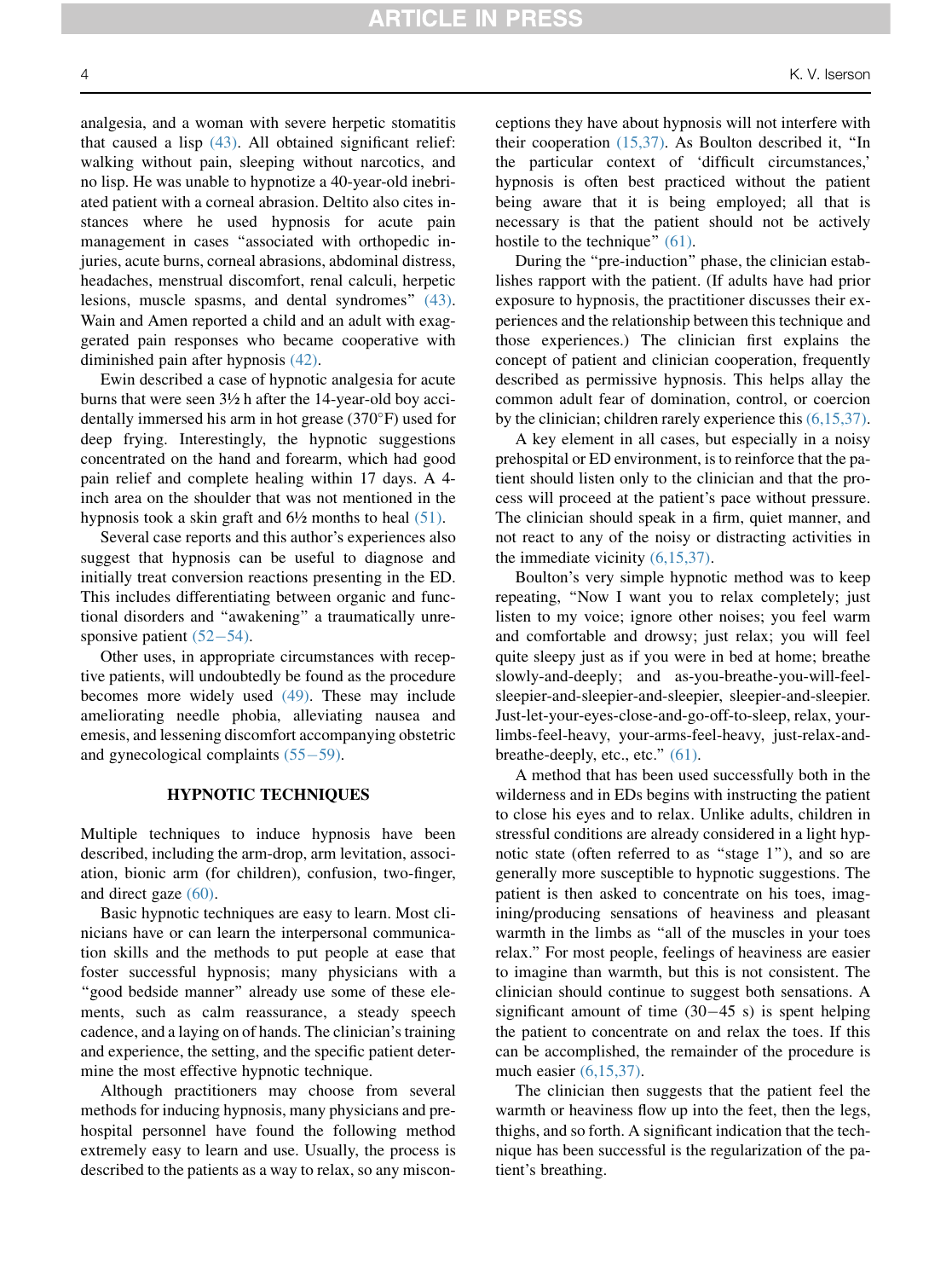analgesia, and a woman with severe herpetic stomatitis that caused a lisp (43). All obtained significant relief: walking without pain, sleeping without narcotics, and no lisp. He was unable to hypnotize a 40-year-old inebriated patient with a corneal abrasion. Deltito also cites instances where he used hypnosis for acute pain management in cases "associated with orthopedic injuries, acute burns, corneal abrasions, abdominal distress, headaches, menstrual discomfort, renal calculi, herpetic lesions, muscle spasms, and dental syndromes" (43). Wain and Amen reported a child and an adult with exaggerated pain responses who became cooperative with diminished pain after hypnosis (42).

Ewin described a case of hypnotic analgesia for acute burns that were seen 3½ h after the 14-year-old boy accidentally immersed his arm in hot grease (370°F) used for deep frying. Interestingly, the hypnotic suggestions concentrated on the hand and forearm, which had good pain relief and complete healing within 17 days. A 4-inch area on the shoulder that was not mentioned in the hypnosis took a skin graft and 6½ months to heal (51).

Several case reports and this author's experiences also suggest that hypnosis can be useful to diagnose and initially treat conversion reactions presenting in the ED. This includes differentiating between organic and functional disorders and "awakening" a traumatically unresponsive patient (52–54).

Other uses, in appropriate circumstances with receptive patients, will undoubtedly be found as the procedure becomes more widely used (49). These may include ameliorating needle phobia, alleviating nausea and emesis, and lessening discomfort accompanying obstetric and gynecological complaints (55–59).

## HYPNOTIC TECHNIQUES

Multiple techniques to induce hypnosis have been described, including the arm-drop, arm levitation, association, bionic arm (for children), confusion, two-finger, and direct gaze (60).

Basic hypnotic techniques are easy to learn. Most clinicians have or can learn the interpersonal communication skills and the methods to put people at ease that foster successful hypnosis; many physicians with a "good bedside manner" already use some of these elements, such as calm reassurance, a steady speech cadence, and a laying on of hands. The clinician's training and experience, the setting, and the specific patient determine the most effective hypnotic technique.

Although practitioners may choose from several methods for inducing hypnosis, many physicians and prehospital personnel have found the following method extremely easy to learn and use. Usually, the process is described to the patients as a way to relax, so any misconceptions they have about hypnosis will not interfere with their cooperation (15,37). As Boulton described it, "In the particular context of 'difficult circumstances,' hypnosis is often best practiced without the patient being aware that it is being employed; all that is necessary is that the patient should not be actively hostile to the technique" (61).

During the "pre-induction" phase, the clinician establishes rapport with the patient. (If adults have had prior exposure to hypnosis, the practitioner discusses their experiences and the relationship between this technique and those experiences.) The clinician first explains the concept of patient and clinician cooperation, frequently described as permissive hypnosis. This helps allay the common adult fear of domination, control, or coercion by the clinician; children rarely experience this (6,15,37).

A key element in all cases, but especially in a noisy prehospital or ED environment, is to reinforce that the patient should listen only to the clinician and that the process will proceed at the patient's pace without pressure. The clinician should speak in a firm, quiet manner, and not react to any of the noisy or distracting activities in the immediate vicinity (6,15,37).

Boulton's very simple hypnotic method was to keep repeating, "Now I want you to relax completely; just listen to my voice; ignore other noises; you feel warm and comfortable and drowsy; just relax; you will feel quite sleepy just as if you were in bed at home; breathe slowly-and-deeply; and as-you-breathe-you-will-feel-sleepier-and-sleepier-and-sleepier, sleepier-and-sleepier. Just-let-your-eyes-close-and-go-off-to-sleep, relax, your-limbs-feel-heavy, your-arms-feel-heavy, just-relax-and-breathe-deeply, etc., etc." (61).

A method that has been used successfully both in the wilderness and in EDs begins with instructing the patient to close his eyes and to relax. Unlike adults, children in stressful conditions are already considered in a light hypnotic state (often referred to as "stage 1"), and so are generally more susceptible to hypnotic suggestions. The patient is then asked to concentrate on his toes, imagining/producing sensations of heaviness and pleasant warmth in the limbs as "all of the muscles in your toes relax." For most people, feelings of heaviness are easier to imagine than warmth, but this is not consistent. The clinician should continue to suggest both sensations. A significant amount of time (30–45 s) is spent helping the patient to concentrate on and relax the toes. If this can be accomplished, the remainder of the procedure is much easier (6,15,37).

The clinician then suggests that the patient feel the warmth or heaviness flow up into the feet, then the legs, thighs, and so forth. A significant indication that the technique has been successful is the regularization of the patient's breathing.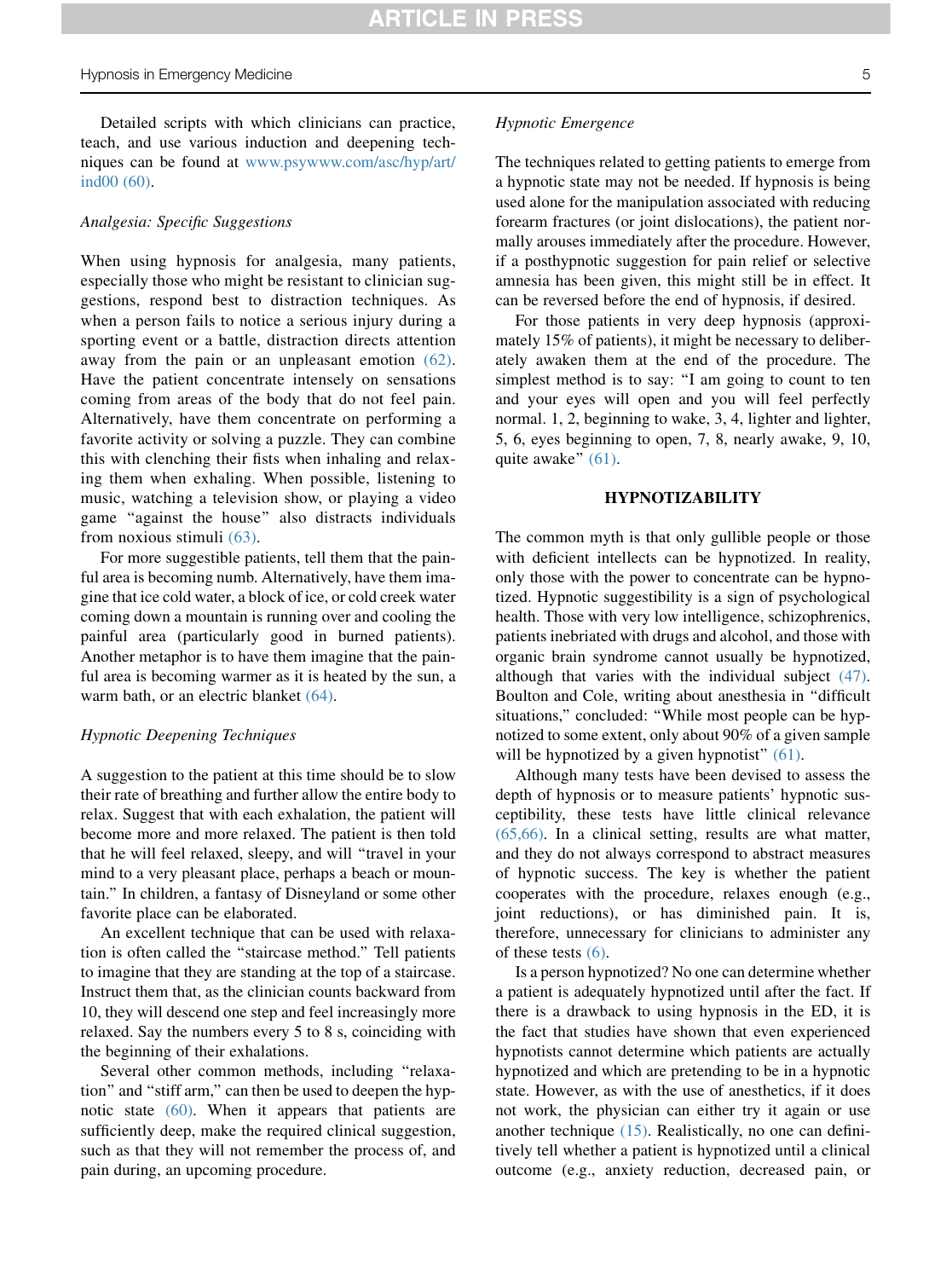Detailed scripts with which clinicians can practice, teach, and use various induction and deepening techniques can be found at www.psywww.com/asc/hyp/art/ind00 (60).

### Analgesia: Specific Suggestions

When using hypnosis for analgesia, many patients, especially those who might be resistant to clinician suggestions, respond best to distraction techniques. As when a person fails to notice a serious injury during a sporting event or a battle, distraction directs attention away from the pain or an unpleasant emotion (62). Have the patient concentrate intensely on sensations coming from areas of the body that do not feel pain. Alternatively, have them concentrate on performing a favorite activity or solving a puzzle. They can combine this with clenching their fists when inhaling and relaxing them when exhaling. When possible, listening to music, watching a television show, or playing a video game "against the house" also distracts individuals from noxious stimuli (63).

For more suggestible patients, tell them that the painful area is becoming numb. Alternatively, have them imagine that ice cold water, a block of ice, or cold creek water coming down a mountain is running over and cooling the painful area (particularly good in burned patients). Another metaphor is to have them imagine that the painful area is becoming warmer as it is heated by the sun, a warm bath, or an electric blanket (64).

### Hypnotic Deepening Techniques

A suggestion to the patient at this time should be to slow their rate of breathing and further allow the entire body to relax. Suggest that with each exhalation, the patient will become more and more relaxed. The patient is then told that he will feel relaxed, sleepy, and will "travel in your mind to a very pleasant place, perhaps a beach or mountain." In children, a fantasy of Disneyland or some other favorite place can be elaborated.

An excellent technique that can be used with relaxation is often called the "staircase method." Tell patients to imagine that they are standing at the top of a staircase. Instruct them that, as the clinician counts backward from 10, they will descend one step and feel increasingly more relaxed. Say the numbers every 5 to 8 s, coinciding with the beginning of their exhalations.

Several other common methods, including "relaxation" and "stiff arm," can then be used to deepen the hypnotic state (60). When it appears that patients are sufficiently deep, make the required clinical suggestion, such as that they will not remember the process of, and pain during, an upcoming procedure.

### Hypnotic Emergence

The techniques related to getting patients to emerge from a hypnotic state may not be needed. If hypnosis is being used alone for the manipulation associated with reducing forearm fractures (or joint dislocations), the patient normally arouses immediately after the procedure. However, if a posthypnotic suggestion for pain relief or selective amnesia has been given, this might still be in effect. It can be reversed before the end of hypnosis, if desired.

For those patients in very deep hypnosis (approximately 15% of patients), it might be necessary to deliberately awaken them at the end of the procedure. The simplest method is to say: "I am going to count to ten and your eyes will open and you will feel perfectly normal. 1, 2, beginning to wake, 3, 4, lighter and lighter, 5, 6, eyes beginning to open, 7, 8, nearly awake, 9, 10, quite awake" (61).

## HYPNOTIZABILITY

The common myth is that only gullible people or those with deficient intellects can be hypnotized. In reality, only those with the power to concentrate can be hypnotized. Hypnotic suggestibility is a sign of psychological health. Those with very low intelligence, schizophrenics, patients inebriated with drugs and alcohol, and those with organic brain syndrome cannot usually be hypnotized, although that varies with the individual subject (47). Boulton and Cole, writing about anesthesia in "difficult situations," concluded: "While most people can be hypnotized to some extent, only about 90% of a given sample will be hypnotized by a given hypnotist" (61).

Although many tests have been devised to assess the depth of hypnosis or to measure patients' hypnotic susceptibility, these tests have little clinical relevance (65,66). In a clinical setting, results are what matter, and they do not always correspond to abstract measures of hypnotic success. The key is whether the patient cooperates with the procedure, relaxes enough (e.g., joint reductions), or has diminished pain. It is, therefore, unnecessary for clinicians to administer any of these tests (6).

Is a person hypnotized? No one can determine whether a patient is adequately hypnotized until after the fact. If there is a drawback to using hypnosis in the ED, it is the fact that studies have shown that even experienced hypnotists cannot determine which patients are actually hypnotized and which are pretending to be in a hypnotic state. However, as with the use of anesthetics, if it does not work, the physician can either try it again or use another technique (15). Realistically, no one can definitively tell whether a patient is hypnotized until a clinical outcome (e.g., anxiety reduction, decreased pain, or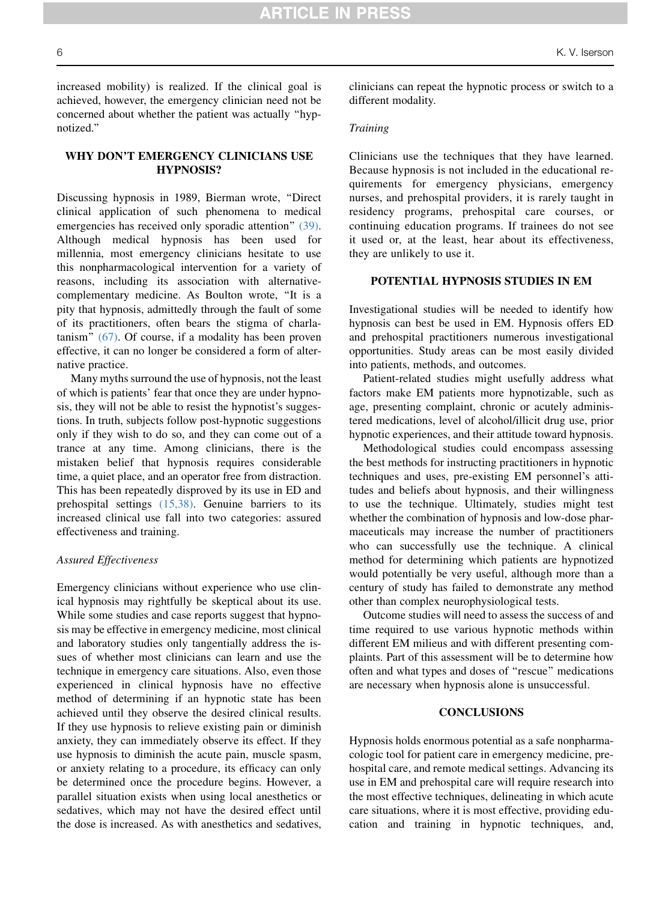increased mobility) is realized. If the clinical goal is achieved, however, the emergency clinician need not be concerned about whether the patient was actually "hypnotized."

## WHY DON'T EMERGENCY CLINICIANS USE HYPNOSIS?

Discussing hypnosis in 1989, Bierman wrote, "Direct clinical application of such phenomena to medical emergencies has received only sporadic attention" (39). Although medical hypnosis has been used for millennia, most emergency clinicians hesitate to use this nonpharmacological intervention for a variety of reasons, including its association with alternative-complementary medicine. As Boulton wrote, "It is a pity that hypnosis, admittedly through the fault of some of its practitioners, often bears the stigma of charlatanism" (67). Of course, if a modality has been proven effective, it can no longer be considered a form of alternative practice.

Many myths surround the use of hypnosis, not the least of which is patients' fear that once they are under hypnosis, they will not be able to resist the hypnotist's suggestions. In truth, subjects follow post-hypnotic suggestions only if they wish to do so, and they can come out of a trance at any time. Among clinicians, there is the mistaken belief that hypnosis requires considerable time, a quiet place, and an operator free from distraction. This has been repeatedly disproved by its use in ED and prehospital settings (15,38). Genuine barriers to its increased clinical use fall into two categories: assured effectiveness and training.

### *Assured Effectiveness*

Emergency clinicians without experience who use clinical hypnosis may rightfully be skeptical about its use. While some studies and case reports suggest that hypnosis may be effective in emergency medicine, most clinical and laboratory studies only tangentially address the issues of whether most clinicians can learn and use the technique in emergency care situations. Also, even those experienced in clinical hypnosis have no effective method of determining if an hypnotic state has been achieved until they observe the desired clinical results. If they use hypnosis to relieve existing pain or diminish anxiety, they can immediately observe its effect. If they use hypnosis to diminish the acute pain, muscle spasm, or anxiety relating to a procedure, its efficacy can only be determined once the procedure begins. However, a parallel situation exists when using local anesthetics or sedatives, which may not have the desired effect until the dose is increased. As with anesthetics and sedatives, clinicians can repeat the hypnotic process or switch to a different modality.

### *Training*

Clinicians use the techniques that they have learned. Because hypnosis is not included in the educational requirements for emergency physicians, emergency nurses, and prehospital providers, it is rarely taught in residency programs, prehospital care courses, or continuing education programs. If trainees do not see it used or, at the least, hear about its effectiveness, they are unlikely to use it.

## POTENTIAL HYPNOSIS STUDIES IN EM

Investigational studies will be needed to identify how hypnosis can best be used in EM. Hypnosis offers ED and prehospital practitioners numerous investigational opportunities. Study areas can be most easily divided into patients, methods, and outcomes.

Patient-related studies might usefully address what factors make EM patients more hypnotizable, such as age, presenting complaint, chronic or acutely administered medications, level of alcohol/illicit drug use, prior hypnotic experiences, and their attitude toward hypnosis.

Methodological studies could encompass assessing the best methods for instructing practitioners in hypnotic techniques and uses, pre-existing EM personnel's attitudes and beliefs about hypnosis, and their willingness to use the technique. Ultimately, studies might test whether the combination of hypnosis and low-dose pharmaceuticals may increase the number of practitioners who can successfully use the technique. A clinical method for determining which patients are hypnotized would potentially be very useful, although more than a century of study has failed to demonstrate any method other than complex neurophysiological tests.

Outcome studies will need to assess the success of and time required to use various hypnotic methods within different EM milieus and with different presenting complaints. Part of this assessment will be to determine how often and what types and doses of "rescue" medications are necessary when hypnosis alone is unsuccessful.

## CONCLUSIONS

Hypnosis holds enormous potential as a safe nonpharmacologic tool for patient care in emergency medicine, prehospital care, and remote medical settings. Advancing its use in EM and prehospital care will require research into the most effective techniques, delineating in which acute care situations, where it is most effective, providing education and training in hypnotic techniques, and,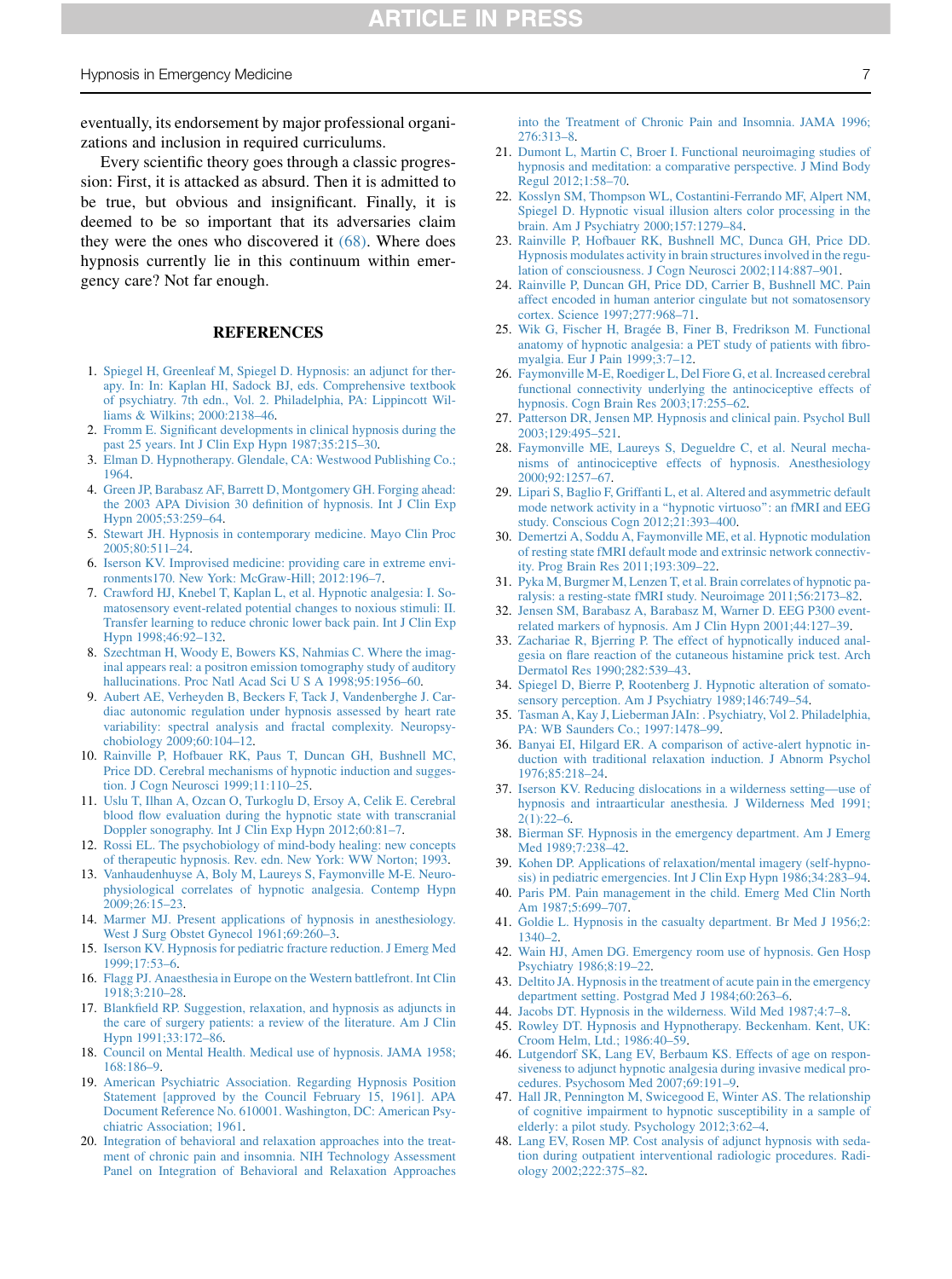eventually, its endorsement by major professional organizations and inclusion in required curriculums.

Every scientific theory goes through a classic progression: First, it is attacked as absurd. Then it is admitted to be true, but obvious and insignificant. Finally, it is deemed to be so important that its adversaries claim they were the ones who discovered it (68). Where does hypnosis currently lie in this continuum within emergency care? Not far enough.

## REFERENCES

1. Spiegel H, Greenleaf M, Spiegel D. Hypnosis: an adjunct for therapy. In: In: Kaplan HI, Sadock BJ, eds. Comprehensive textbook of psychiatry. 7th edn., Vol. 2. Philadelphia, PA: Lippincott Williams & Wilkins; 2000:2138–46.
2. Fromm E. Significant developments in clinical hypnosis during the past 25 years. Int J Clin Exp Hypn 1987;35:215–30.
3. Elman D. Hypnotherapy. Glendale, CA: Westwood Publishing Co.; 1964.
4. Green JP, Barabasz AF, Barrett D, Montgomery GH. Forging ahead: the 2003 APA Division 30 definition of hypnosis. Int J Clin Exp Hypn 2005;53:259–64.
5. Stewart JH. Hypnosis in contemporary medicine. Mayo Clin Proc 2005;80:511–24.
6. Iserson KV. Improvised medicine: providing care in extreme environments170. New York: McGraw-Hill; 2012:196–7.
7. Crawford HJ, Knebel T, Kaplan L, et al. Hypnotic analgesia: I. Somatosensory event-related potential changes to noxious stimuli: II. Transfer learning to reduce chronic lower back pain. Int J Clin Exp Hypn 1998;46:92–132.
8. Szechtman H, Woody E, Bowers KS, Nahmias C. Where the imaginal appears real: a positron emission tomography study of auditory hallucinations. Proc Natl Acad Sci U S A 1998;95:1956–60.
9. Aubert AE, Verheyden B, Beckers F, Tack J, Vandenberghe J. Cardiac autonomic regulation under hypnosis assessed by heart rate variability: spectral analysis and fractal complexity. Neuropsychobiology 2009;60:104–12.
10. Rainville P, Hofbauer RK, Paus T, Duncan GH, Bushnell MC, Price DD. Cerebral mechanisms of hypnotic induction and suggestion. J Cogn Neurosci 1999;11:110–25.
11. Uslu T, Ilhan A, Ozcan O, Turkoglu D, Ersoy A, Celik E. Cerebral blood flow evaluation during the hypnotic state with transcranial Doppler sonography. Int J Clin Exp Hypn 2012;60:81–7.
12. Rossi EL. The psychobiology of mind-body healing: new concepts of therapeutic hypnosis. Rev. edn. New York: WW Norton; 1993.
13. Vanhaudenhuyse A, Boly M, Laureys S, Faymonville M-E. Neurophysiological correlates of hypnotic analgesia. Contemp Hypn 2009;26:15–23.
14. Marmer MJ. Present applications of hypnosis in anesthesiology. West J Surg Obstet Gynecol 1961;69:260–3.
15. Iserson KV. Hypnosis for pediatric fracture reduction. J Emerg Med 1999;17:53–6.
16. Flagg PJ. Anaesthesia in Europe on the Western battlefront. Int Clin 1918;3:210–28.
17. Blankfield RP. Suggestion, relaxation, and hypnosis as adjuncts in the care of surgery patients: a review of the literature. Am J Clin Hypn 1991;33:172–86.
18. Council on Mental Health. Medical use of hypnosis. JAMA 1958;168:186–9.
19. American Psychiatric Association. Regarding Hypnosis Position Statement [approved by the Council February 15, 1961]. APA Document Reference No. 610001. Washington, DC: American Psychiatric Association; 1961.
20. Integration of behavioral and relaxation approaches into the treatment of chronic pain and insomnia. NIH Technology Assessment Panel on Integration of Behavioral and Relaxation Approaches into the Treatment of Chronic Pain and Insomnia. JAMA 1996;276:313–8.
21. Dumont L, Martin C, Broer I. Functional neuroimaging studies of hypnosis and meditation: a comparative perspective. J Mind Body Regul 2012;1:58–70.
22. Kosslyn SM, Thompson WL, Costantini-Ferrando MF, Alpert NM, Spiegel D. Hypnotic visual illusion alters color processing in the brain. Am J Psychiatry 2000;157:1279–84.
23. Rainville P, Hofbauer RK, Bushnell MC, Dunca GH, Price DD. Hypnosis modulates activity in brain structures involved in the regulation of consciousness. J Cogn Neurosci 2002;114:887–901.
24. Rainville P, Duncan GH, Price DD, Carrier B, Bushnell MC. Pain affect encoded in human anterior cingulate but not somatosensory cortex. Science 1997;277:968–71.
25. Wik G, Fischer H, Bragée B, Finer B, Fredrikson M. Functional anatomy of hypnotic analgesia: a PET study of patients with fibromyalgia. Eur J Pain 1999;3:7–12.
26. Faymonville M-E, Roediger L, Del Fiore G, et al. Increased cerebral functional connectivity underlying the antinociceptive effects of hypnosis. Cogn Brain Res 2003;17:255–62.
27. Patterson DR, Jensen MP. Hypnosis and clinical pain. Psychol Bull 2003;129:495–521.
28. Faymonville ME, Laureys S, Degueldre C, et al. Neural mechanisms of antinociceptive effects of hypnosis. Anesthesiology 2000;92:1257–67.
29. Lipari S, Baglio F, Griffanti L, et al. Altered and asymmetric default mode network activity in a "hypnotic virtuoso": an fMRI and EEG study. Conscious Cogn 2012;21:393–400.
30. Demertzi A, Soddu A, Faymonville ME, et al. Hypnotic modulation of resting state fMRI default mode and extrinsic network connectivity. Prog Brain Res 2011;193:309–22.
31. Pyka M, Burgmer M, Lenzen T, et al. Brain correlates of hypnotic paralysis: a resting-state fMRI study. Neuroimage 2011;56:2173–82.
32. Jensen SM, Barabasz A, Barabasz M, Warner D. EEG P300 event-related markers of hypnosis. Am J Clin Hypn 2001;44:127–39.
33. Zachariae R, Bjerring P. The effect of hypnotically induced analgesia on flare reaction of the cutaneous histamine prick test. Arch Dermatol Res 1990;282:539–43.
34. Spiegel D, Bierre P, Rootenberg J. Hypnotic alteration of somatosensory perception. Am J Psychiatry 1989;146:749–54.
35. Tasman A, Kay J, Lieberman JAIn: . Psychiatry, Vol 2. Philadelphia, PA: WB Saunders Co.; 1997:1478–99.
36. Banyai EI, Hilgard ER. A comparison of active-alert hypnotic induction with traditional relaxation induction. J Abnorm Psychol 1976;85:218–24.
37. Iserson KV. Reducing dislocations in a wilderness setting—use of hypnosis and intraarticular anesthesia. J Wilderness Med 1991;2(1):22–6.
38. Bierman SF. Hypnosis in the emergency department. Am J Emerg Med 1989;7:238–42.
39. Kohen DP. Applications of relaxation/mental imagery (self-hypnosis) in pediatric emergencies. Int J Clin Exp Hypn 1986;34:283–94.
40. Paris PM. Pain management in the child. Emerg Med Clin North Am 1987;5:699–707.
41. Goldie L. Hypnosis in the casualty department. Br Med J 1956;2:1340–2.
42. Wain HJ, Amen DG. Emergency room use of hypnosis. Gen Hosp Psychiatry 1986;8:19–22.
43. Deltito JA. Hypnosis in the treatment of acute pain in the emergency department setting. Postgrad Med J 1984;60:263–6.
44. Jacobs DT. Hypnosis in the wilderness. Wild Med 1987;4:7–8.
45. Rowley DT. Hypnosis and Hypnotherapy. Beckenham. Kent, UK: Croom Helm, Ltd.; 1986:40–59.
46. Lutgendorf SK, Lang EV, Berbaum KS. Effects of age on responsiveness to adjunct hypnotic analgesia during invasive medical procedures. Psychosom Med 2007;69:191–9.
47. Hall JR, Pennington M, Swicegood E, Winter AS. The relationship of cognitive impairment to hypnotic susceptibility in a sample of elderly: a pilot study. Psychology 2012;3:62–4.
48. Lang EV, Rosen MP. Cost analysis of adjunct hypnosis with sedation during outpatient interventional radiologic procedures. Radiology 2002;222:375–82.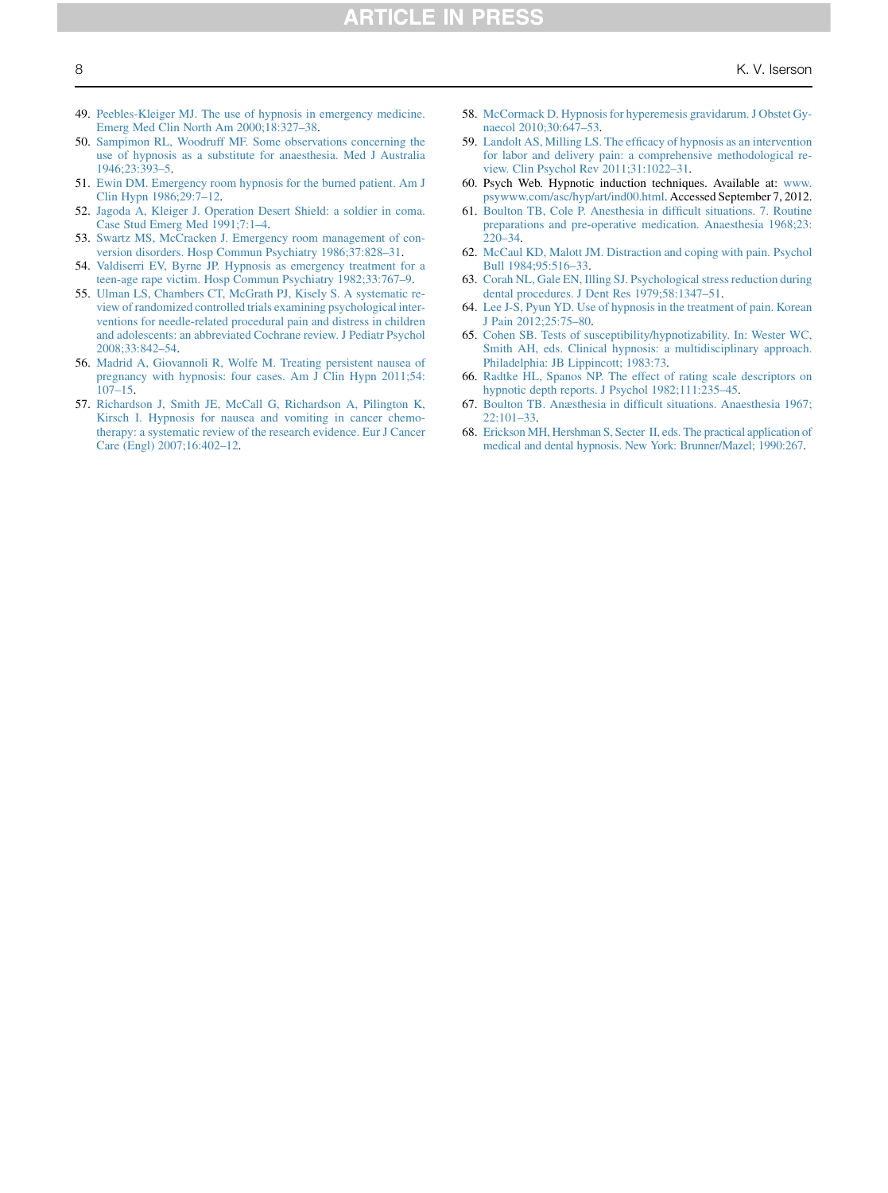49. Peebles-Kleiger MJ. The use of hypnosis in emergency medicine. Emerg Med Clin North Am 2000;18:327–38.
50. Sampimon RL, Woodruff MF. Some observations concerning the use of hypnosis as a substitute for anaesthesia. Med J Australia 1946;23:393–5.
51. Ewin DM. Emergency room hypnosis for the burned patient. Am J Clin Hypn 1986;29:7–12.
52. Jagoda A, Kleiger J. Operation Desert Shield: a soldier in coma. Case Stud Emerg Med 1991;7:1–4.
53. Swartz MS, McCracken J. Emergency room management of conversion disorders. Hosp Commun Psychiatry 1986;37:828–31.
54. Valdiserri EV, Byrne JP. Hypnosis as emergency treatment for a teen-age rape victim. Hosp Commun Psychiatry 1982;33:767–9.
55. Ulman LS, Chambers CT, McGrath PJ, Kisely S. A systematic review of randomized controlled trials examining psychological interventions for needle-related procedural pain and distress in children and adolescents: an abbreviated Cochrane review. J Pediatr Psychol 2008;33:842–54.
56. Madrid A, Giovannoli R, Wolfe M. Treating persistent nausea of pregnancy with hypnosis: four cases. Am J Clin Hypn 2011;54:107–15.
57. Richardson J, Smith JE, McCall G, Richardson A, Pilington K, Kirsch I. Hypnosis for nausea and vomiting in cancer chemotherapy: a systematic review of the research evidence. Eur J Cancer Care (Engl) 2007;16:402–12.
58. McCormack D. Hypnosis for hyperemesis gravidarum. J Obstet Gynaecol 2010;30:647–53.
59. Landolt AS, Milling LS. The efficacy of hypnosis as an intervention for labor and delivery pain: a comprehensive methodological review. Clin Psychol Rev 2011;31:1022–31.
60. Psych Web. Hypnotic induction techniques. Available at: www.psywww.com/asc/hyp/art/ind00.html. Accessed September 7, 2012.
61. Boulton TB, Cole P. Anesthesia in difficult situations. 7. Routine preparations and pre-operative medication. Anaesthesia 1968;23:220–34.
62. McCaul KD, Malott JM. Distraction and coping with pain. Psychol Bull 1984;95:516–33.
63. Corah NL, Gale EN, Illing SJ. Psychological stress reduction during dental procedures. J Dent Res 1979;58:1347–51.
64. Lee J-S, Pyun YD. Use of hypnosis in the treatment of pain. Korean J Pain 2012;25:75–80.
65. Cohen SB. Tests of susceptibility/hypnotizability. In: Wester WC, Smith AH, eds. Clinical hypnosis: a multidisciplinary approach. Philadelphia: JB Lippincott; 1983:73.
66. Radtke HL, Spanos NP. The effect of rating scale descriptors on hypnotic depth reports. J Psychol 1982;111:235–45.
67. Boulton TB. Anæsthesia in difficult situations. Anaesthesia 1967;22:101–33.
68. Erickson MH, Hershman S, Secter II, eds. The practical application of medical and dental hypnosis. New York: Brunner/Mazel; 1990:267.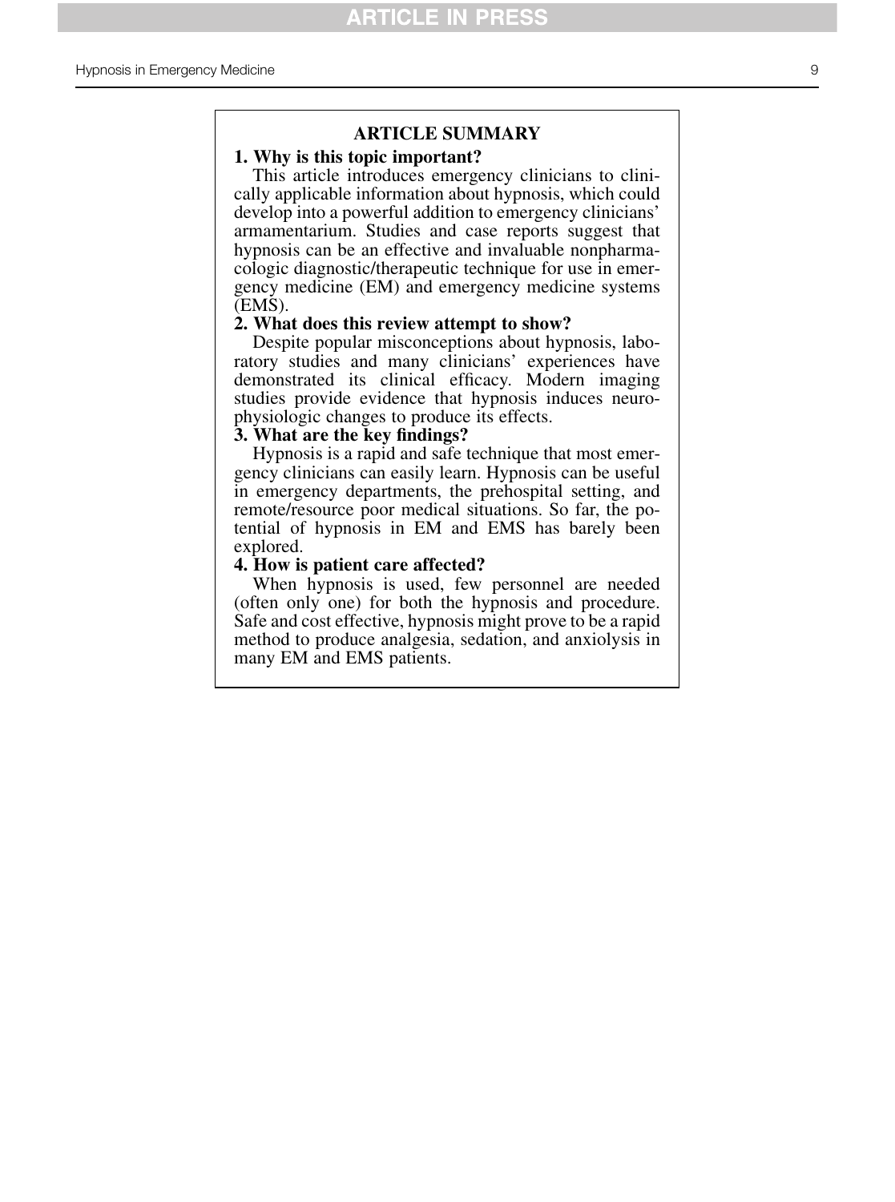## ARTICLE SUMMARY

**1. Why is this topic important?**

This article introduces emergency clinicians to clinically applicable information about hypnosis, which could develop into a powerful addition to emergency clinicians' armamentarium. Studies and case reports suggest that hypnosis can be an effective and invaluable nonpharmacologic diagnostic/therapeutic technique for use in emergency medicine (EM) and emergency medicine systems (EMS).

**2. What does this review attempt to show?**

Despite popular misconceptions about hypnosis, laboratory studies and many clinicians' experiences have demonstrated its clinical efficacy. Modern imaging studies provide evidence that hypnosis induces neurophysiologic changes to produce its effects.

**3. What are the key findings?**

Hypnosis is a rapid and safe technique that most emergency clinicians can easily learn. Hypnosis can be useful in emergency departments, the prehospital setting, and remote/resource poor medical situations. So far, the potential of hypnosis in EM and EMS has barely been explored.

**4. How is patient care affected?**

When hypnosis is used, few personnel are needed (often only one) for both the hypnosis and procedure. Safe and cost effective, hypnosis might prove to be a rapid method to produce analgesia, sedation, and anxiolysis in many EM and EMS patients.